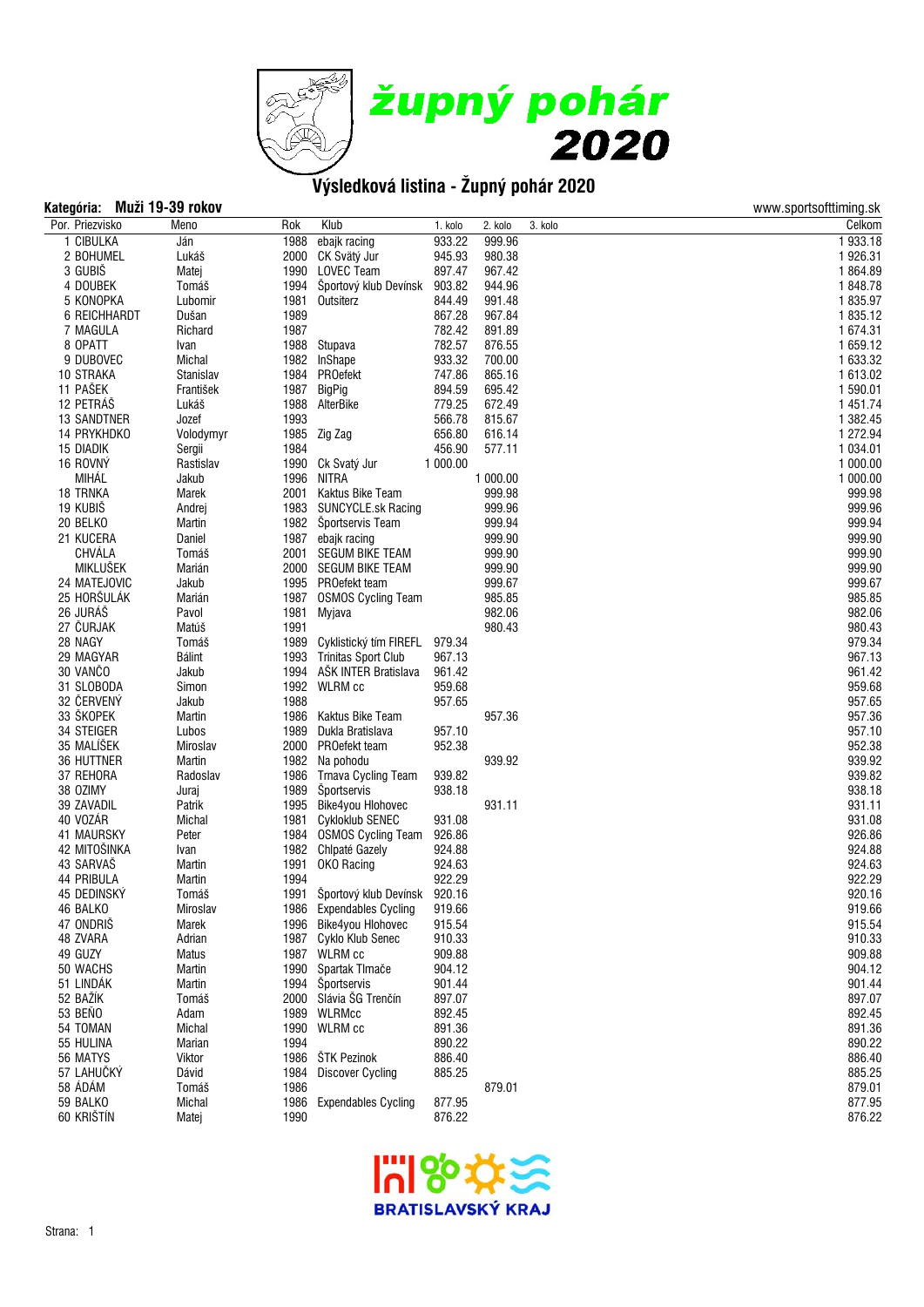# župný pohár 2020

## Výsledková listina - Župný pohár 2020

**Kategória: Muži 19-39 rokov** www.sportsofttiming.sk

| Por. | Priezvisko | Meno | Rok | Klub | 1. kolo | 2. kolo | 3. kolo | Celkom |
|---|---|---|---|---|---|---|---|---|
| 1 | CIBULKA | Ján | 1988 | ebajk racing | 933.22 | 999.96 | | 1 933.18 |
| 2 | BOHUMEL | Lukáš | 2000 | CK Svätý Jur | 945.93 | 980.38 | | 1 926.31 |
| 3 | GUBIŠ | Matej | 1990 | LOVEC Team | 897.47 | 967.42 | | 1 864.89 |
| 4 | DOUBEK | Tomáš | 1994 | Športový klub Devínsk | 903.82 | 944.96 | | 1 848.78 |
| 5 | KONOPKA | Lubomir | 1981 | Outsiterz | 844.49 | 991.48 | | 1 835.97 |
| 6 | REICHHARDT | Dušan | 1989 | | 867.28 | 967.84 | | 1 835.12 |
| 7 | MAGULA | Richard | 1987 | | 782.42 | 891.89 | | 1 674.31 |
| 8 | OPATT | Ivan | 1988 | Stupava | 782.57 | 876.55 | | 1 659.12 |
| 9 | DUBOVEC | Michal | 1982 | InShape | 933.32 | 700.00 | | 1 633.32 |
| 10 | STRAKA | Stanislav | 1984 | PROefekt | 747.86 | 865.16 | | 1 613.02 |
| 11 | PAŠEK | František | 1987 | BigPig | 894.59 | 695.42 | | 1 590.01 |
| 12 | PETRÁŠ | Lukáš | 1988 | AlterBike | 779.25 | 672.49 | | 1 451.74 |
| 13 | SANDTNER | Jozef | 1993 | | 566.78 | 815.67 | | 1 382.45 |
| 14 | PRYKHDKO | Volodymyr | 1985 | Zig Zag | 656.80 | 616.14 | | 1 272.94 |
| 15 | DIADIK | Sergii | 1984 | | 456.90 | 577.11 | | 1 034.01 |
| 16 | ROVNÝ | Rastislav | 1990 | Ck Svatý Jur | 1 000.00 | | | 1 000.00 |
| | MIHÁL | Jakub | 1996 | NITRA | | 1 000.00 | | 1 000.00 |
| 18 | TRNKA | Marek | 2001 | Kaktus Bike Team | | 999.98 | | 999.98 |
| 19 | KUBIŠ | Andrej | 1983 | SUNCYCLE.sk Racing | | 999.96 | | 999.96 |
| 20 | BELKO | Martin | 1982 | Športservis Team | | 999.94 | | 999.94 |
| 21 | KUCERA | Daniel | 1987 | ebajk racing | | 999.90 | | 999.90 |
| | CHVÁLA | Tomáš | 2001 | SEGUM BIKE TEAM | | 999.90 | | 999.90 |
| | MIKLUŠEK | Marián | 2000 | SEGUM BIKE TEAM | | 999.90 | | 999.90 |
| 24 | MATEJOVIC | Jakub | 1995 | PROefekt team | | 999.67 | | 999.67 |
| 25 | HORŠULÁK | Marián | 1987 | OSMOS Cycling Team | | 985.85 | | 985.85 |
| 26 | JURÁŠ | Pavol | 1981 | Myjava | | 982.06 | | 982.06 |
| 27 | ČURJAK | Matúš | 1991 | | | 980.43 | | 980.43 |
| 28 | NAGY | Tomáš | 1989 | Cyklistický tím FIREFL | 979.34 | | | 979.34 |
| 29 | MAGYAR | Bálint | 1993 | Trinitas Sport Club | 967.13 | | | 967.13 |
| 30 | VANČO | Jakub | 1994 | AŠK INTER Bratislava | 961.42 | | | 961.42 |
| 31 | SLOBODA | Simon | 1992 | WLRM cc | 959.68 | | | 959.68 |
| 32 | ČERVENÝ | Jakub | 1988 | | 957.65 | | | 957.65 |
| 33 | ŠKOPEK | Martin | 1986 | Kaktus Bike Team | | 957.36 | | 957.36 |
| 34 | STEIGER | Lubos | 1989 | Dukla Bratislava | 957.10 | | | 957.10 |
| 35 | MALÍŠEK | Miroslav | 2000 | PROefekt team | 952.38 | | | 952.38 |
| 36 | HUTTNER | Martin | 1982 | Na pohodu | | 939.92 | | 939.92 |
| 37 | REHORA | Radoslav | 1986 | Trnava Cycling Team | 939.82 | | | 939.82 |
| 38 | OZIMY | Juraj | 1989 | Športservis | 938.18 | | | 938.18 |
| 39 | ZAVADIL | Patrik | 1995 | Bike4you Hlohovec | | 931.11 | | 931.11 |
| 40 | VOZÁR | Michal | 1981 | Cykloklub SENEC | 931.08 | | | 931.08 |
| 41 | MAURSKY | Peter | 1984 | OSMOS Cycling Team | 926.86 | | | 926.86 |
| 42 | MITOŠINKA | Ivan | 1982 | Chlpaté Gazely | 924.88 | | | 924.88 |
| 43 | SARVAŠ | Martin | 1991 | OKO Racing | 924.63 | | | 924.63 |
| 44 | PRIBULA | Martin | 1994 | | 922.29 | | | 922.29 |
| 45 | DEDINSKÝ | Tomáš | 1991 | Športový klub Devínsk | 920.16 | | | 920.16 |
| 46 | BALKO | Miroslav | 1986 | Expendables Cycling | 919.66 | | | 919.66 |
| 47 | ONDRIŠ | Marek | 1996 | Bike4you Hlohovec | 915.54 | | | 915.54 |
| 48 | ZVARA | Adrian | 1987 | Cyklo Klub Senec | 910.33 | | | 910.33 |
| 49 | GUZY | Matus | 1987 | WLRM cc | 909.88 | | | 909.88 |
| 50 | WACHS | Martin | 1990 | Spartak Tlmače | 904.12 | | | 904.12 |
| 51 | LINDÁK | Martin | 1994 | Športservis | 901.44 | | | 901.44 |
| 52 | BAŽÍK | Tomáš | 2000 | Slávia ŠG Trenčín | 897.07 | | | 897.07 |
| 53 | BEŇO | Adam | 1989 | WLRMcc | 892.45 | | | 892.45 |
| 54 | TOMAN | Michal | 1990 | WLRM cc | 891.36 | | | 891.36 |
| 55 | HULINA | Marian | 1994 | | 890.22 | | | 890.22 |
| 56 | MATYS | Viktor | 1986 | ŠTK Pezinok | 886.40 | | | 886.40 |
| 57 | LAHUČKÝ | Dávid | 1984 | Discover Cycling | 885.25 | | | 885.25 |
| 58 | ÁDÁM | Tomáš | 1986 | | | 879.01 | | 879.01 |
| 59 | BALKO | Michal | 1986 | Expendables Cycling | 877.95 | | | 877.95 |
| 60 | KRIŠTÍN | Matej | 1990 | | 876.22 | | | 876.22 |

BRATISLAVSKÝ KRAJ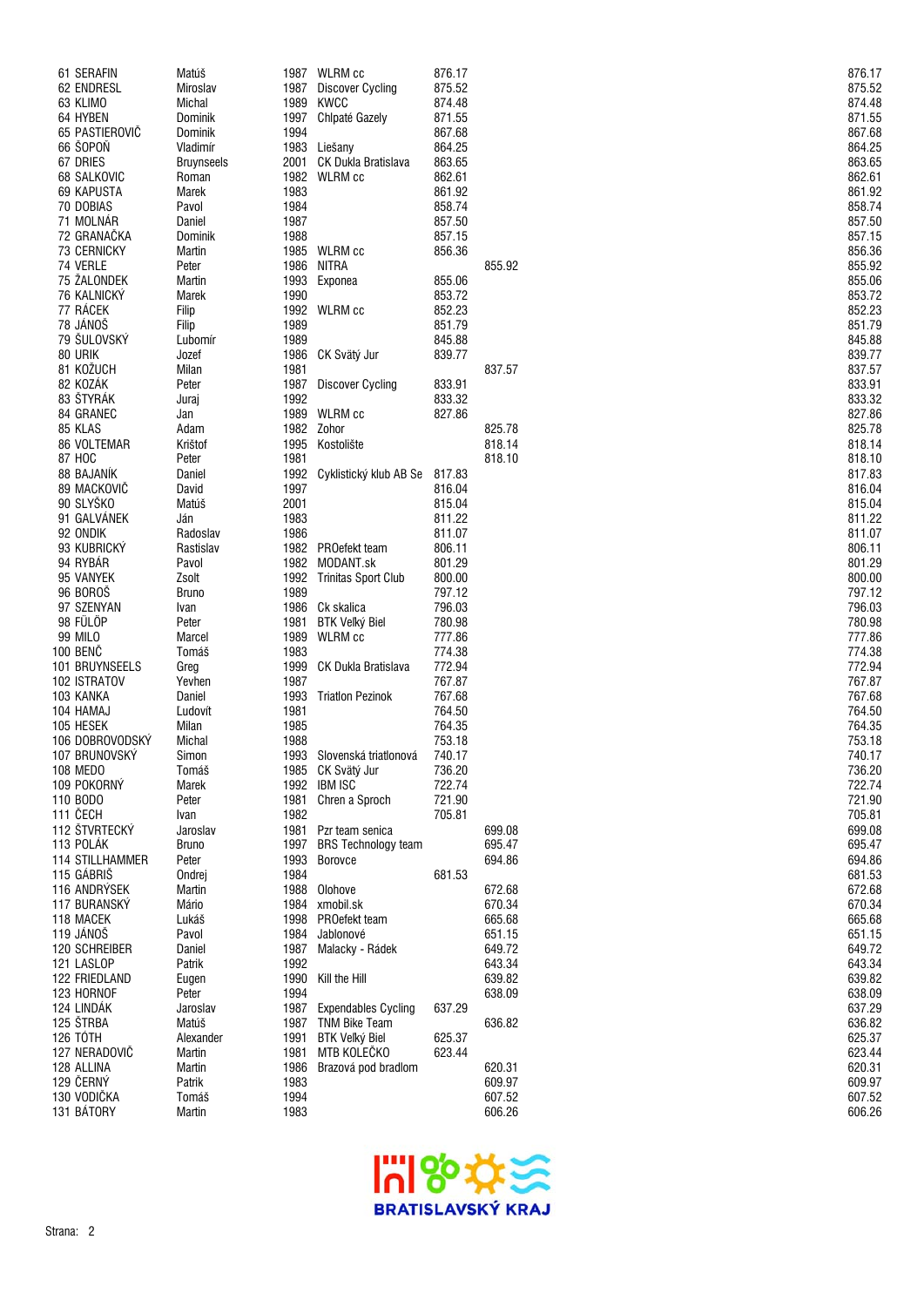| Poradie | Priezvisko | Meno | Rok | Klub | | | Spolu |
|---|---|---|---|---|---|---|---|
| 61 | SERAFIN | Matúš | 1987 | WLRM cc | 876.17 | | 876.17 |
| 62 | ENDRESL | Miroslav | 1987 | Discover Cycling | 875.52 | | 875.52 |
| 63 | KLIMO | Michal | 1989 | KWCC | 874.48 | | 874.48 |
| 64 | HYBEN | Dominik | 1997 | Chlpaté Gazely | 871.55 | | 871.55 |
| 65 | PASTIEROVIČ | Dominik | 1994 | | 867.68 | | 867.68 |
| 66 | ŠOPOŇ | Vladimír | 1983 | Liešany | 864.25 | | 864.25 |
| 67 | DRIES | Bruynseels | 2001 | CK Dukla Bratislava | 863.65 | | 863.65 |
| 68 | SALKOVIC | Roman | 1982 | WLRM cc | 862.61 | | 862.61 |
| 69 | KAPUSTA | Marek | 1983 | | 861.92 | | 861.92 |
| 70 | DOBIAS | Pavol | 1984 | | 858.74 | | 858.74 |
| 71 | MOLNÁR | Daniel | 1987 | | 857.50 | | 857.50 |
| 72 | GRANAČKA | Dominik | 1988 | | 857.15 | | 857.15 |
| 73 | CERNICKY | Martin | 1985 | WLRM cc | 856.36 | | 856.36 |
| 74 | VERLE | Peter | 1986 | NITRA | | 855.92 | 855.92 |
| 75 | ŽALONDEK | Martin | 1993 | Exponea | 855.06 | | 855.06 |
| 76 | KALNICKÝ | Marek | 1990 | | 853.72 | | 853.72 |
| 77 | RÁCEK | Filip | 1992 | WLRM cc | 852.23 | | 852.23 |
| 78 | JÁNOŠ | Filip | 1989 | | 851.79 | | 851.79 |
| 79 | ŠULOVSKÝ | Lubomír | 1989 | | 845.88 | | 845.88 |
| 80 | URIK | Jozef | 1986 | CK Svätý Jur | 839.77 | | 839.77 |
| 81 | KOŽUCH | Milan | 1981 | | | 837.57 | 837.57 |
| 82 | KOZÁK | Peter | 1987 | Discover Cycling | 833.91 | | 833.91 |
| 83 | ŠTYRÁK | Juraj | 1992 | | 833.32 | | 833.32 |
| 84 | GRANEC | Jan | 1989 | WLRM cc | 827.86 | | 827.86 |
| 85 | KLAS | Adam | 1982 | Zohor | | 825.78 | 825.78 |
| 86 | VOLTEMAR | Krištof | 1995 | Kostolište | | 818.14 | 818.14 |
| 87 | HOC | Peter | 1981 | | | 818.10 | 818.10 |
| 88 | BAJANÍK | Daniel | 1992 | Cyklistický klub AB Se | 817.83 | | 817.83 |
| 89 | MACKOVIČ | David | 1997 | | 816.04 | | 816.04 |
| 90 | SLYŠKO | Matúš | 2001 | | 815.04 | | 815.04 |
| 91 | GALVÁNEK | Ján | 1983 | | 811.22 | | 811.22 |
| 92 | ONDIK | Radoslav | 1986 | | 811.07 | | 811.07 |
| 93 | KUBRICKÝ | Rastislav | 1982 | PROefekt team | 806.11 | | 806.11 |
| 94 | RYBÁR | Pavol | 1982 | MODANT.sk | 801.29 | | 801.29 |
| 95 | VANYEK | Zsolt | 1992 | Trinitas Sport Club | 800.00 | | 800.00 |
| 96 | BOROŠ | Bruno | 1989 | | 797.12 | | 797.12 |
| 97 | SZENYAN | Ivan | 1986 | Ck skalica | 796.03 | | 796.03 |
| 98 | FÜLÖP | Peter | 1981 | BTK Veľký Biel | 780.98 | | 780.98 |
| 99 | MILO | Marcel | 1989 | WLRM cc | 777.86 | | 777.86 |
| 100 | BENČ | Tomáš | 1983 | | 774.38 | | 774.38 |
| 101 | BRUYNSEELS | Greg | 1999 | CK Dukla Bratislava | 772.94 | | 772.94 |
| 102 | ISTRATOV | Yevhen | 1987 | | 767.87 | | 767.87 |
| 103 | KANKA | Daniel | 1993 | Triatlon Pezinok | 767.68 | | 767.68 |
| 104 | HAMAJ | Ľudovít | 1981 | | 764.50 | | 764.50 |
| 105 | HESEK | Milan | 1985 | | 764.35 | | 764.35 |
| 106 | DOBROVODSKÝ | Michal | 1988 | | 753.18 | | 753.18 |
| 107 | BRUNOVSKÝ | Simon | 1993 | Slovenská triatlonová | 740.17 | | 740.17 |
| 108 | MEDO | Tomáš | 1985 | CK Svätý Jur | 736.20 | | 736.20 |
| 109 | POKORNÝ | Marek | 1992 | IBM ISC | 722.74 | | 722.74 |
| 110 | BODO | Peter | 1981 | Chren a Sproch | 721.90 | | 721.90 |
| 111 | ČECH | Ivan | 1982 | | 705.81 | | 705.81 |
| 112 | ŠTVRTECKÝ | Jaroslav | 1981 | Pzr team senica | | 699.08 | 699.08 |
| 113 | POLÁK | Bruno | 1997 | BRS Technology team | | 695.47 | 695.47 |
| 114 | STILLHAMMER | Peter | 1993 | Borovce | | 694.86 | 694.86 |
| 115 | GÁBRIŠ | Ondrej | 1984 | | 681.53 | | 681.53 |
| 116 | ANDRÝSEK | Martin | 1988 | Olohove | | 672.68 | 672.68 |
| 117 | BURANSKÝ | Mário | 1984 | xmobil.sk | | 670.34 | 670.34 |
| 118 | MACEK | Lukáš | 1998 | PROefekt team | | 665.68 | 665.68 |
| 119 | JÁNOŠ | Pavol | 1984 | Jablonové | | 651.15 | 651.15 |
| 120 | SCHREIBER | Daniel | 1987 | Malacky - Rádek | | 649.72 | 649.72 |
| 121 | LASLOP | Patrik | 1992 | | | 643.34 | 643.34 |
| 122 | FRIEDLAND | Eugen | 1990 | Kill the Hill | | 639.82 | 639.82 |
| 123 | HORNOF | Peter | 1994 | | | 638.09 | 638.09 |
| 124 | LINDÁK | Jaroslav | 1987 | Expendables Cycling | 637.29 | | 637.29 |
| 125 | ŠTRBA | Matúš | 1987 | TNM Bike Team | | 636.82 | 636.82 |
| 126 | TÓTH | Alexander | 1991 | BTK Veľký Biel | 625.37 | | 625.37 |
| 127 | NERADOVIČ | Martin | 1981 | MTB KOLEČKO | 623.44 | | 623.44 |
| 128 | ALLINA | Martin | 1986 | Brazová pod bradlom | | 620.31 | 620.31 |
| 129 | ČERNÝ | Patrik | 1983 | | | 609.97 | 609.97 |
| 130 | VODIČKA | Tomáš | 1994 | | | 607.52 | 607.52 |
| 131 | BATORY | Martin | 1983 | | | 606.26 | 606.26 |

BRATISLAVSKÝ KRAJ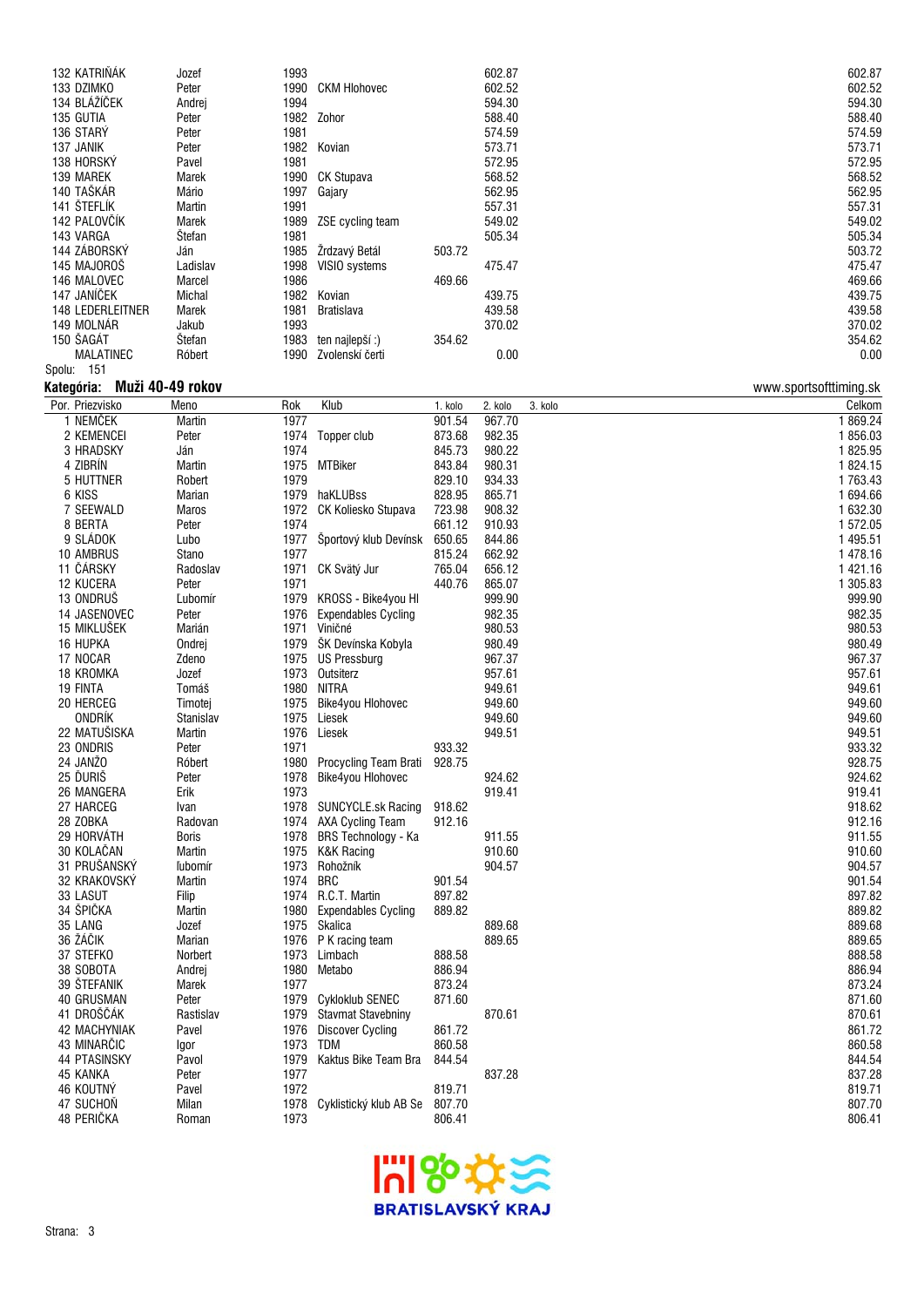| Por. | Priezvisko | Meno | Rok | Klub | 1. kolo | 2. kolo | 3. kolo | Celkom |
|---|---|---|---|---|---|---|---|---|
| 132 | KATRIŇÁK | Jozef | 1993 | | | 602.87 | | 602.87 |
| 133 | DZIMKO | Peter | 1990 | CKM Hlohovec | | 602.52 | | 602.52 |
| 134 | BLÁŽIČEK | Andrej | 1994 | | | 594.30 | | 594.30 |
| 135 | GUTIA | Peter | 1982 | Zohor | | 588.40 | | 588.40 |
| 136 | STARÝ | Peter | 1981 | | | 574.59 | | 574.59 |
| 137 | JANIK | Peter | 1982 | Kovian | | 573.71 | | 573.71 |
| 138 | HORSKÝ | Pavel | 1981 | | | 572.95 | | 572.95 |
| 139 | MAREK | Marek | 1990 | CK Stupava | | 568.52 | | 568.52 |
| 140 | TAŠKÁR | Mário | 1997 | Gajary | | 562.95 | | 562.95 |
| 141 | ŠTEFLÍK | Martin | 1991 | | | 557.31 | | 557.31 |
| 142 | PALOVČÍK | Marek | 1989 | ZSE cycling team | | 549.02 | | 549.02 |
| 143 | VARGA | Štefan | 1981 | | | 505.34 | | 505.34 |
| 144 | ZÁBORSKÝ | Ján | 1985 | Žrdzavý Betál | 503.72 | | | 503.72 |
| 145 | MAJOROŠ | Ladislav | 1998 | VISIO systems | | 475.47 | | 475.47 |
| 146 | MALOVEC | Marcel | 1986 | | 469.66 | | | 469.66 |
| 147 | JANÍČEK | Michal | 1982 | Kovian | | 439.75 | | 439.75 |
| 148 | LEDERLEITNER | Marek | 1981 | Bratislava | | 439.58 | | 439.58 |
| 149 | MOLNÁR | Jakub | 1993 | | | 370.02 | | 370.02 |
| 150 | ŠAGÁT | Štefan | 1983 | ten najlepší :) | 354.62 | | | 354.62 |
| | MALATINEC | Róbert | 1990 | Zvolenskí čerti | | 0.00 | | 0.00 |

Spolu: 151

**Kategória: Muži 40-49 rokov** www.sportsofttiming.sk

| Por. | Priezvisko | Meno | Rok | Klub | 1. kolo | 2. kolo | 3. kolo | Celkom |
|---|---|---|---|---|---|---|---|---|
| 1 | NEMČEK | Martin | 1977 | | 901.54 | 967.70 | | 1 869.24 |
| 2 | KEMENCEI | Peter | 1974 | Topper club | 873.68 | 982.35 | | 1 856.03 |
| 3 | HRADSKY | Ján | 1974 | | 845.73 | 980.22 | | 1 825.95 |
| 4 | ZIBRÍN | Martin | 1975 | MTBiker | 843.84 | 980.31 | | 1 824.15 |
| 5 | HUTTNER | Robert | 1979 | | 829.10 | 934.33 | | 1 763.43 |
| 6 | KISS | Marian | 1979 | haKLUBss | 828.95 | 865.71 | | 1 694.66 |
| 7 | SEEWALD | Maros | 1972 | CK Koliesko Stupava | 723.98 | 908.32 | | 1 632.30 |
| 8 | BERTA | Peter | 1974 | | 661.12 | 910.93 | | 1 572.05 |
| 9 | SLÁDOK | Lubo | 1977 | Športový klub Devínsk | 650.65 | 844.86 | | 1 495.51 |
| 10 | AMBRUS | Stano | 1977 | | 815.24 | 662.92 | | 1 478.16 |
| 11 | ČÁRSKY | Radoslav | 1971 | CK Svätý Jur | 765.04 | 656.12 | | 1 421.16 |
| 12 | KUCERA | Peter | 1971 | | 440.76 | 865.07 | | 1 305.83 |
| 13 | ONDRUŠ | Lubomír | 1979 | KROSS - Bike4you Hl | | 999.90 | | 999.90 |
| 14 | JASENOVEC | Peter | 1976 | Expendables Cycling | | 982.35 | | 982.35 |
| 15 | MIKLUŠEK | Marián | 1971 | Viničné | | 980.53 | | 980.53 |
| 16 | HUPKA | Ondrej | 1979 | ŠK Devínska Kobyla | | 980.49 | | 980.49 |
| 17 | NOCAR | Zdeno | 1975 | US Pressburg | | 967.37 | | 967.37 |
| 18 | KROMKA | Jozef | 1973 | Outsiterz | | 957.61 | | 957.61 |
| 19 | FINTA | Tomáš | 1980 | NITRA | | 949.61 | | 949.61 |
| 20 | HERCEG | Timotej | 1975 | Bike4you Hlohovec | | 949.60 | | 949.60 |
| | ONDRÍK | Stanislav | 1975 | Liesek | | 949.60 | | 949.60 |
| 22 | MATUŠISKA | Martin | 1976 | Liesek | | 949.51 | | 949.51 |
| 23 | ONDRIS | Peter | 1971 | | 933.32 | | | 933.32 |
| 24 | JANŽO | Róbert | 1980 | Procycling Team Brati | 928.75 | | | 928.75 |
| 25 | ĎURIŠ | Peter | 1978 | Bike4you Hlohovec | | 924.62 | | 924.62 |
| 26 | MANGERA | Erik | 1973 | | | 919.41 | | 919.41 |
| 27 | HARCEG | Ivan | 1978 | SUNCYCLE.sk Racing | 918.62 | | | 918.62 |
| 28 | ZOBKA | Radovan | 1974 | AXA Cycling Team | 912.16 | | | 912.16 |
| 29 | HORVÁTH | Boris | 1978 | BRS Technology - Ka | | 911.55 | | 911.55 |
| 30 | KOLAČAN | Martin | 1975 | K&K Racing | | 910.60 | | 910.60 |
| 31 | PRUŠANSKÝ | ľubomír | 1973 | Rohožník | | 904.57 | | 904.57 |
| 32 | KRAKOVSKÝ | Martin | 1974 | BRC | 901.54 | | | 901.54 |
| 33 | LASUT | Filip | 1974 | R.C.T. Martin | 897.82 | | | 897.82 |
| 34 | ŠPIČKA | Martin | 1980 | Expendables Cycling | 889.82 | | | 889.82 |
| 35 | LANG | Jozef | 1975 | Skalica | | 889.68 | | 889.68 |
| 36 | ŽÁČIK | Marian | 1976 | P K racing team | | 889.65 | | 889.65 |
| 37 | STEFKO | Norbert | 1973 | Limbach | 888.58 | | | 888.58 |
| 38 | SOBOTA | Andrej | 1980 | Metabo | 886.94 | | | 886.94 |
| 39 | ŠTEFANIK | Marek | 1977 | | 873.24 | | | 873.24 |
| 40 | GRUSMAN | Peter | 1979 | Cykloklub SENEC | 871.60 | | | 871.60 |
| 41 | DROŠČÁK | Rastislav | 1979 | Stavmat Stavebniny | | 870.61 | | 870.61 |
| 42 | MACHYNIAK | Pavel | 1976 | Discover Cycling | 861.72 | | | 861.72 |
| 43 | MINARČIC | Igor | 1973 | TDM | 860.58 | | | 860.58 |
| 44 | PTASINSKY | Pavol | 1979 | Kaktus Bike Team Bra | 844.54 | | | 844.54 |
| 45 | KANKA | Peter | 1977 | | | 837.28 | | 837.28 |
| 46 | KOUTNÝ | Pavel | 1972 | | 819.71 | | | 819.71 |
| 47 | SUCHOŇ | Milan | 1978 | Cyklistický klub AB Se | 807.70 | | | 807.70 |
| 48 | PERIČKA | Roman | 1973 | | 806.41 | | | 806.41 |

BRATISLAVSKÝ KRAJ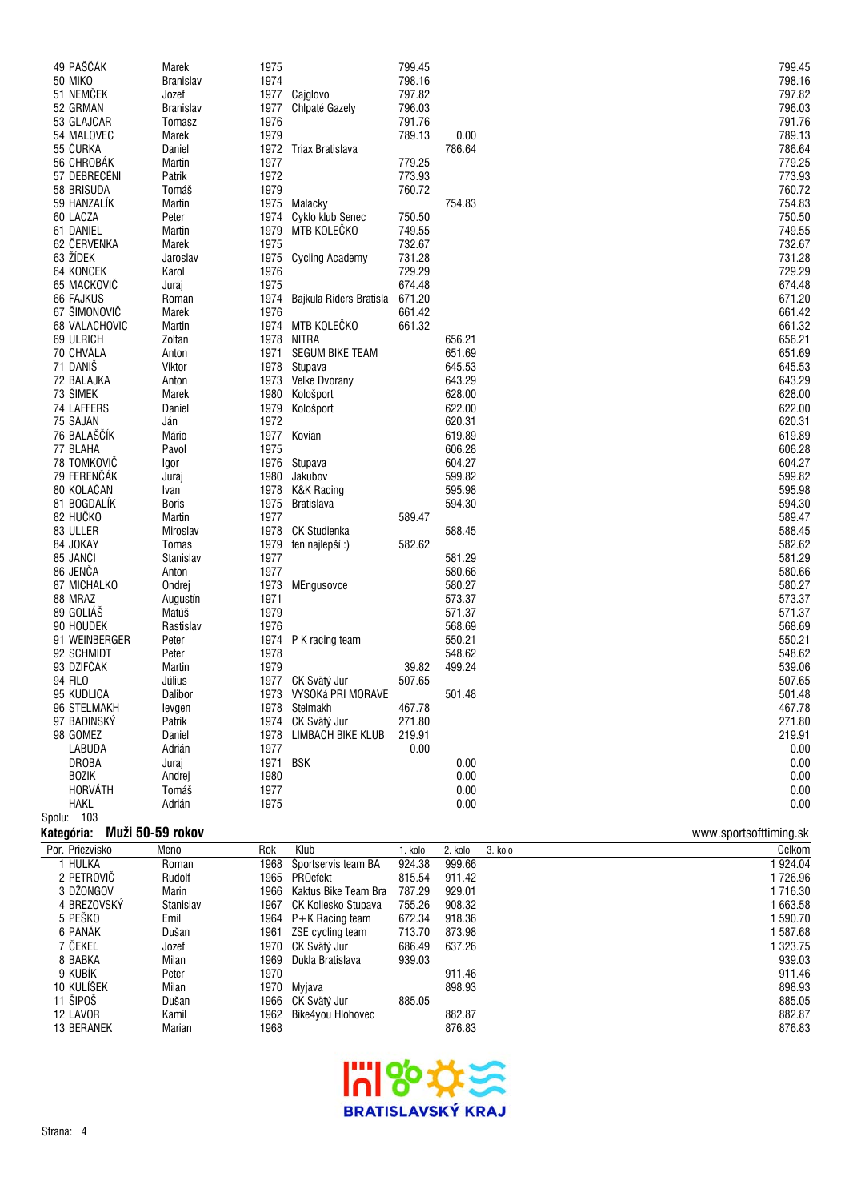| Por. Priezvisko | Meno | Rok | Klub | 1. kolo | 2. kolo | 3. kolo | Celkom |
|---|---|---|---|---|---|---|---|
| 49 PAŠČÁK | Marek | 1975 | | 799.45 | | | 799.45 |
| 50 MIKO | Branislav | 1974 | | 798.16 | | | 798.16 |
| 51 NEMČEK | Jozef | 1977 | Cajglovo | 797.82 | | | 797.82 |
| 52 GRMAN | Branislav | 1977 | Chlpaté Gazely | 796.03 | | | 796.03 |
| 53 GLAJCAR | Tomasz | 1976 | | 791.76 | | | 791.76 |
| 54 MALOVEC | Marek | 1979 | | 789.13 | 0.00 | | 789.13 |
| 55 ČURKA | Daniel | 1972 | Triax Bratislava | | 786.64 | | 786.64 |
| 56 CHROBÁK | Martin | 1977 | | 779.25 | | | 779.25 |
| 57 DEBRECÉNI | Patrik | 1972 | | 773.93 | | | 773.93 |
| 58 BRISUDA | Tomáš | 1979 | | 760.72 | | | 760.72 |
| 59 HANZALÍK | Martin | 1975 | Malacky | | 754.83 | | 754.83 |
| 60 LACZA | Peter | 1974 | Cyklo klub Senec | 750.50 | | | 750.50 |
| 61 DANIEL | Martin | 1979 | MTB KOLEČKO | 749.55 | | | 749.55 |
| 62 ČERVENKA | Marek | 1975 | | 732.67 | | | 732.67 |
| 63 ŽÍDEK | Jaroslav | 1975 | Cycling Academy | 731.28 | | | 731.28 |
| 64 KONCEK | Karol | 1976 | | 729.29 | | | 729.29 |
| 65 MACKOVIČ | Juraj | 1975 | | 674.48 | | | 674.48 |
| 66 FAJKUS | Roman | 1974 | Bajkula Riders Bratisla | 671.20 | | | 671.20 |
| 67 ŠIMONOVIČ | Marek | 1976 | | 661.42 | | | 661.42 |
| 68 VALACHOVIC | Martin | 1974 | MTB KOLEČKO | 661.32 | | | 661.32 |
| 69 ULRICH | Zoltan | 1978 | NITRA | | 656.21 | | 656.21 |
| 70 CHVÁLA | Anton | 1971 | SEGUM BIKE TEAM | | 651.69 | | 651.69 |
| 71 DANIŠ | Viktor | 1978 | Stupava | | 645.53 | | 645.53 |
| 72 BALAJKA | Anton | 1973 | Velke Dvorany | | 643.29 | | 643.29 |
| 73 ŠIMEK | Marek | 1980 | Kološport | | 628.00 | | 628.00 |
| 74 LAFFERS | Daniel | 1979 | Kološport | | 622.00 | | 622.00 |
| 75 SAJAN | Ján | 1972 | | | 620.31 | | 620.31 |
| 76 BALAŠČÍK | Mário | 1977 | Kovian | | 619.89 | | 619.89 |
| 77 BLAHA | Pavol | 1975 | | | 606.28 | | 606.28 |
| 78 TOMKOVIČ | Igor | 1976 | Stupava | | 604.27 | | 604.27 |
| 79 FERENČÁK | Juraj | 1980 | Jakubov | | 599.82 | | 599.82 |
| 80 KOLAČAN | Ivan | 1978 | K&K Racing | | 595.98 | | 595.98 |
| 81 BOGDALÍK | Boris | 1975 | Bratislava | | 594.30 | | 594.30 |
| 82 HUČKO | Martin | 1977 | | 589.47 | | | 589.47 |
| 83 ULLER | Miroslav | 1978 | CK Studienka | | 588.45 | | 588.45 |
| 84 JOKAY | Tomas | 1979 | ten najlepší :) | 582.62 | | | 582.62 |
| 85 JANČI | Stanislav | 1977 | | | 581.29 | | 581.29 |
| 86 JENČA | Anton | 1977 | | | 580.66 | | 580.66 |
| 87 MICHALKO | Ondrej | 1973 | MEngusovce | | 580.27 | | 580.27 |
| 88 MRAZ | Augustín | 1971 | | | 573.37 | | 573.37 |
| 89 GOLIÁŠ | Matúš | 1979 | | | 571.37 | | 571.37 |
| 90 HOUDEK | Rastislav | 1976 | | | 568.69 | | 568.69 |
| 91 WEINBERGER | Peter | 1974 | P K racing team | | 550.21 | | 550.21 |
| 92 SCHMIDT | Peter | 1978 | | | 548.62 | | 548.62 |
| 93 DZIFČÁK | Martin | 1979 | | 39.82 | 499.24 | | 539.06 |
| 94 FILO | Július | 1977 | CK Svätý Jur | 507.65 | | | 507.65 |
| 95 KUDLICA | Dalibor | 1973 | VYSOKá PRI MORAVE | | 501.48 | | 501.48 |
| 96 STELMAKH | Ievgen | 1978 | Stelmakh | 467.78 | | | 467.78 |
| 97 BADINSKÝ | Patrik | 1974 | CK Svätý Jur | 271.80 | | | 271.80 |
| 98 GOMEZ | Daniel | 1978 | LIMBACH BIKE KLUB | 219.91 | | | 219.91 |
| LABUDA | Adrián | 1977 | | 0.00 | | | 0.00 |
| DROBA | Juraj | 1971 | BSK | | 0.00 | | 0.00 |
| BOZIK | Andrej | 1980 | | | 0.00 | | 0.00 |
| HORVÁTH | Tomáš | 1977 | | | 0.00 | | 0.00 |
| HAKL | Adrián | 1975 | | | 0.00 | | 0.00 |

Spolu: 103

**Kategória: Muži 50-59 rokov**

www.sportsofttiming.sk

| Por. Priezvisko | Meno | Rok | Klub | 1. kolo | 2. kolo | 3. kolo | Celkom |
|---|---|---|---|---|---|---|---|
| 1 HULKA | Roman | 1968 | Športservis team BA | 924.38 | 999.66 | | 1 924.04 |
| 2 PETROVIČ | Rudolf | 1965 | PROefekt | 815.54 | 911.42 | | 1 726.96 |
| 3 DŽONGOV | Marin | 1966 | Kaktus Bike Team Bra | 787.29 | 929.01 | | 1 716.30 |
| 4 BREZOVSKÝ | Stanislav | 1967 | CK Koliesko Stupava | 755.26 | 908.32 | | 1 663.58 |
| 5 PEŠKO | Emil | 1964 | P+K Racing team | 672.34 | 918.36 | | 1 590.70 |
| 6 PANÁK | Dušan | 1961 | ZSE cycling team | 713.70 | 873.98 | | 1 587.68 |
| 7 ČEKEL | Jozef | 1970 | CK Svätý Jur | 686.49 | 637.26 | | 1 323.75 |
| 8 BABKA | Milan | 1969 | Dukla Bratislava | 939.03 | | | 939.03 |
| 9 KUBÍK | Peter | 1970 | | | 911.46 | | 911.46 |
| 10 KULÍŠEK | Milan | 1970 | Myjava | | 898.93 | | 898.93 |
| 11 ŠIPOŠ | Dušan | 1966 | CK Svätý Jur | 885.05 | | | 885.05 |
| 12 LAVOR | Kamil | 1962 | Bike4you Hlohovec | | 882.87 | | 882.87 |
| 13 BERANEK | Marian | 1968 | | | 876.83 | | 876.83 |

BRATISLAVSKÝ KRAJ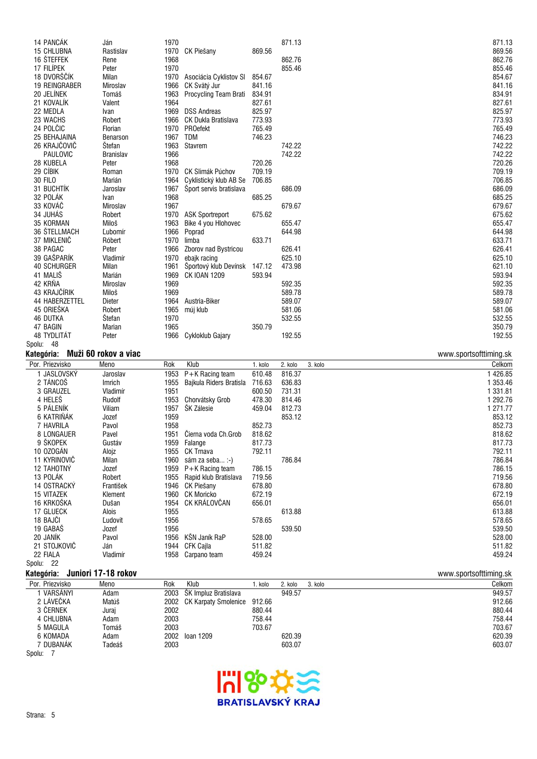| Por. Priezvisko | Meno | Rok | Klub | 1. kolo | 2. kolo | 3. kolo | Celkom |
|---|---|---|---|---|---|---|---|
| 14 PANCÁK | Ján | 1970 | | | 871.13 | | 871.13 |
| 15 CHLUBNA | Rastislav | 1970 | CK Piešany | 869.56 | | | 869.56 |
| 16 ŠTEFFEK | Rene | 1968 | | | 862.76 | | 862.76 |
| 17 FILÍPEK | Peter | 1970 | | | 855.46 | | 855.46 |
| 18 DVORŠČÍK | Milan | 1970 | Asociácia Cyklistov Sl | 854.67 | | | 854.67 |
| 19 REINGRABER | Miroslav | 1966 | CK Svätý Jur | 841.16 | | | 841.16 |
| 20 JELÍNEK | Tomáš | 1963 | Procycling Team Brati | 834.91 | | | 834.91 |
| 21 KOVALÍK | Valent | 1964 | | 827.61 | | | 827.61 |
| 22 MEDLA | Ivan | 1969 | DSS Andreas | 825.97 | | | 825.97 |
| 23 WACHS | Robert | 1966 | CK Dukla Bratislava | 773.93 | | | 773.93 |
| 24 POLČIC | Florian | 1970 | PROefekt | 765.49 | | | 765.49 |
| 25 BEHAJAINA | Benarson | 1967 | TDM | 746.23 | | | 746.23 |
| 26 KRAJČOVIČ | Štefan | 1963 | Stavrem | | 742.22 | | 742.22 |
| PAULOVIC | Branislav | 1966 | | | 742.22 | | 742.22 |
| 28 KUBELA | Peter | 1968 | | 720.26 | | | 720.26 |
| 29 CÍBIK | Roman | 1970 | CK Slimák Púchov | 709.19 | | | 709.19 |
| 30 FILO | Marián | 1964 | Cyklistický klub AB Se | 706.85 | | | 706.85 |
| 31 BUCHTÍK | Jaroslav | 1967 | Šport servis bratislava | | 686.09 | | 686.09 |
| 32 POLÁK | Ivan | 1968 | | 685.25 | | | 685.25 |
| 33 KOVÁČ | Miroslav | 1967 | | | 679.67 | | 679.67 |
| 34 JUHÁS | Robert | 1970 | ASK Sportreport | 675.62 | | | 675.62 |
| 35 KORMAN | Miloš | 1963 | Bike 4 you Hlohovec | | 655.47 | | 655.47 |
| 36 ŠTELLMACH | Lubomír | 1966 | Poprad | | 644.98 | | 644.98 |
| 37 MIKLENIČ | Róbert | 1970 | limba | 633.71 | | | 633.71 |
| 38 PAGAC | Peter | 1966 | Zborov nad Bystricou | | 626.41 | | 626.41 |
| 39 GAŠPARÍK | Vladimír | 1970 | ebajk racing | | 625.10 | | 625.10 |
| 40 SCHURGER | Milan | 1961 | Športový klub Devínsk | 147.12 | 473.98 | | 621.10 |
| 41 MALIŠ | Marián | 1969 | CK IOAN 1209 | 593.94 | | | 593.94 |
| 42 KRŇA | Miroslav | 1969 | | | 592.35 | | 592.35 |
| 43 KRAJČÍRIK | Miloš | 1969 | | | 589.78 | | 589.78 |
| 44 HABERZETTEL | Dieter | 1964 | Austria-Biker | | 589.07 | | 589.07 |
| 45 ORIEŠKA | Robert | 1965 | múj klub | | 581.06 | | 581.06 |
| 46 DUTKA | Štefan | 1970 | | | 532.55 | | 532.55 |
| 47 BAGIN | Marian | 1965 | | 350.79 | | | 350.79 |
| 48 TYDLITÁT | Peter | 1966 | Cykloklub Gajary | | 192.55 | | 192.55 |

Spolu: 48

**Kategória: Muži 60 rokov a viac** www.sportsofttiming.sk

| Por. Priezvisko | Meno | Rok | Klub | 1. kolo | 2. kolo | 3. kolo | Celkom |
|---|---|---|---|---|---|---|---|
| 1 JASLOVSKÝ | Jaroslav | 1953 | P+K Racing team | 610.48 | 816.37 | | 1 426.85 |
| 2 TÁNCOŠ | Imrich | 1955 | Bajkula Riders Bratisla | 716.63 | 636.83 | | 1 353.46 |
| 3 GRAUZEL | Vladimír | 1951 | | 600.50 | 731.31 | | 1 331.81 |
| 4 HELEŠ | Rudolf | 1953 | Chorvátsky Grob | 478.30 | 814.46 | | 1 292.76 |
| 5 PÁLENÍK | Viliam | 1957 | ŠK Zálesie | 459.04 | 812.73 | | 1 271.77 |
| 6 KATRIŇÁK | Jozef | 1959 | | | 853.12 | | 853.12 |
| 7 HAVRILA | Pavol | 1958 | | 852.73 | | | 852.73 |
| 8 LONGAUER | Pavel | 1951 | Čierna voda Ch.Grob | 818.62 | | | 818.62 |
| 9 ŠKOPEK | Gustáv | 1959 | Falange | 817.73 | | | 817.73 |
| 10 OZOGÁN | Alojz | 1955 | CK Trnava | 792.11 | | | 792.11 |
| 11 KYRINOVIČ | Milan | 1960 | sám za seba... :-) | | 786.84 | | 786.84 |
| 12 TAHOTNÝ | Jozef | 1959 | P+K Racing team | 786.15 | | | 786.15 |
| 13 POLÁK | Robert | 1955 | Rapid klub Bratislava | 719.56 | | | 719.56 |
| 14 OSTRACKÝ | František | 1946 | CK Piešany | 678.80 | | | 678.80 |
| 15 VITAZEK | Klement | 1960 | CK Moricko | 672.19 | | | 672.19 |
| 16 KRKOŠKA | Dušan | 1954 | CK KRÁLOVČAN | 656.01 | | | 656.01 |
| 17 GLUECK | Alois | 1955 | | | 613.88 | | 613.88 |
| 18 BAJČI | Ludovit | 1956 | | 578.65 | | | 578.65 |
| 19 GABAŠ | Jozef | 1956 | | | 539.50 | | 539.50 |
| 20 JANÍK | Pavol | 1956 | KŠN Janík RaP | 528.00 | | | 528.00 |
| 21 STOJKOVIČ | Ján | 1944 | CFK Cajla | 511.82 | | | 511.82 |
| 22 FIALA | Vladimír | 1958 | Carpano team | 459.24 | | | 459.24 |

Spolu: 22

**Kategória: Juniori 17-18 rokov** www.sportsofttiming.sk

| Por. Priezvisko | Meno | Rok | Klub | 1. kolo | 2. kolo | 3. kolo | Celkom |
|---|---|---|---|---|---|---|---|
| 1 VARSÁNYI | Adam | 2003 | ŠK Impluz Bratislava | | 949.57 | | 949.57 |
| 2 LÁVEČKA | Matúš | 2002 | CK Karpaty Smolenice | 912.66 | | | 912.66 |
| 3 ČERNEK | Juraj | 2002 | | 880.44 | | | 880.44 |
| 4 CHLUBNA | Adam | 2003 | | 758.44 | | | 758.44 |
| 5 MAGULA | Tomáš | 2003 | | 703.67 | | | 703.67 |
| 6 KOMADA | Adam | 2002 | Ioan 1209 | | 620.39 | | 620.39 |
| 7 DUBANÁK | Tadeáš | 2003 | | | 603.07 | | 603.07 |

Spolu: 7

BRATISLAVSKÝ KRAJ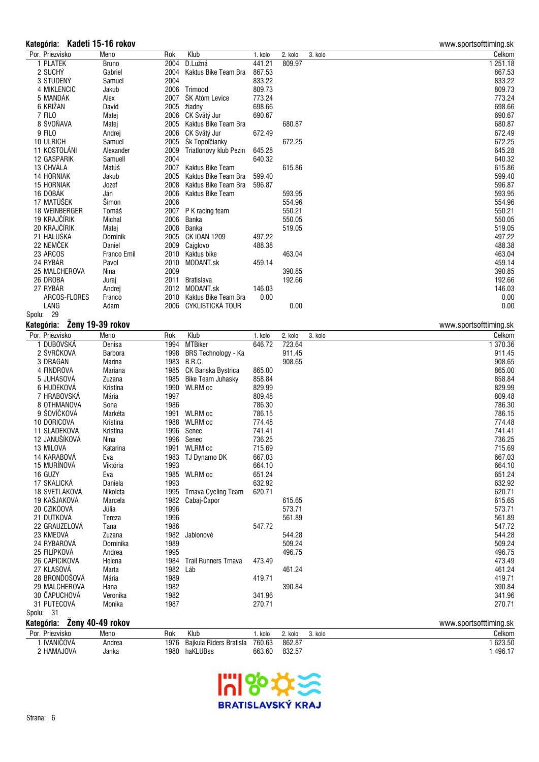## Kategória: Kadeti 15-16 rokov

www.sportsofttiming.sk

| Por. | Priezvisko | Meno | Rok | Klub | 1. kolo | 2. kolo | 3. kolo | Celkom |
|---|---|---|---|---|---|---|---|---|
| 1 | PLATEK | Bruno | 2004 | D.Lužná | 441.21 | 809.97 | | 1 251.18 |
| 2 | SUCHÝ | Gabriel | 2004 | Kaktus Bike Team Bra | 867.53 | | | 867.53 |
| 3 | STUDENÝ | Samuel | 2004 | | 833.22 | | | 833.22 |
| 4 | MIKLENCIC | Jakub | 2006 | Trimood | 809.73 | | | 809.73 |
| 5 | MANDÁK | Alex | 2007 | ŠK Atóm Levice | 773.24 | | | 773.24 |
| 6 | KRIŽAN | David | 2005 | žiadny | 698.66 | | | 698.66 |
| 7 | FILO | Matej | 2006 | CK Svätý Jur | 690.67 | | | 690.67 |
| 8 | ŠVOŇAVA | Matej | 2005 | Kaktus Bike Team Bra | | 680.87 | | 680.87 |
| 9 | FILO | Andrej | 2006 | CK Svätý Jur | 672.49 | | | 672.49 |
| 10 | ULRICH | Samuel | 2005 | Šk Topoľčianky | | 672.25 | | 672.25 |
| 11 | KOSTOLÁNI | Alexander | 2009 | Triatlonovy klub Pezin | 645.28 | | | 645.28 |
| 12 | GASPARIK | Samuell | 2004 | | 640.32 | | | 640.32 |
| 13 | CHVÁLA | Matúš | 2007 | Kaktus Bike Team | | 615.86 | | 615.86 |
| 14 | HORNIAK | Jakub | 2005 | Kaktus Bike Team Bra | 599.40 | | | 599.40 |
| 15 | HORNIAK | Jozef | 2008 | Kaktus Bike Team Bra | 596.87 | | | 596.87 |
| 16 | DOBÁK | Ján | 2006 | Kaktus Bike Team | | 593.95 | | 593.95 |
| 17 | MATÚŠEK | Šimon | 2006 | | | 554.96 | | 554.96 |
| 18 | WEINBERGER | Tomáš | 2007 | P K racing team | | 550.21 | | 550.21 |
| 19 | KRAJČÍRIK | Michal | 2006 | Banka | | 550.05 | | 550.05 |
| 20 | KRAJČÍRIK | Matej | 2008 | Banka | | 519.05 | | 519.05 |
| 21 | HALUŠKA | Dominik | 2005 | CK IOAN 1209 | 497.22 | | | 497.22 |
| 22 | NEMČEK | Daniel | 2009 | Cajglovo | 488.38 | | | 488.38 |
| 23 | ARCOS | Franco Emil | 2010 | Kaktus bike | | 463.04 | | 463.04 |
| 24 | RYBÁR | Pavol | 2010 | MODANT.sk | 459.14 | | | 459.14 |
| 25 | MALCHEROVA | Nina | 2009 | | | 390.85 | | 390.85 |
| 26 | DROBA | Juraj | 2011 | Bratislava | | 192.66 | | 192.66 |
| 27 | RYBÁR | Andrej | 2012 | MODANT.sk | 146.03 | | | 146.03 |
| | ARCOS-FLORES | Franco | 2010 | Kaktus Bike Team Bra | 0.00 | | | 0.00 |
| | LANG | Adam | 2006 | CYKLISTICKÁ TOUR | | 0.00 | | 0.00 |

Spolu: 29

## Kategória: Ženy 19-39 rokov

www.sportsofttiming.sk

| Por. | Priezvisko | Meno | Rok | Klub | 1. kolo | 2. kolo | 3. kolo | Celkom |
|---|---|---|---|---|---|---|---|---|
| 1 | DUBOVSKÁ | Denisa | 1994 | MTBiker | 646.72 | 723.64 | | 1 370.36 |
| 2 | ŠVRČKOVÁ | Barbora | 1998 | BRS Technology - Ka | | 911.45 | | 911.45 |
| 3 | DRAGAN | Marina | 1983 | B.R.C. | | 908.65 | | 908.65 |
| 4 | FINDROVA | Mariana | 1985 | CK Banska Bystrica | 865.00 | | | 865.00 |
| 5 | JUHÁSOVÁ | Zuzana | 1985 | Bike Team Juhasky | 858.84 | | | 858.84 |
| 6 | HUDEKOVÁ | Kristína | 1990 | WLRM cc | 829.99 | | | 829.99 |
| 7 | HRABOVSKÁ | Mária | 1997 | | 809.48 | | | 809.48 |
| 8 | OTHMANOVA | Sona | 1986 | | 786.30 | | | 786.30 |
| 9 | ŠOVČÍKOVÁ | Markéta | 1991 | WLRM cc | 786.15 | | | 786.15 |
| 10 | DORICOVA | Kristina | 1988 | WLRM cc | 774.48 | | | 774.48 |
| 11 | SLÁDEKOVÁ | Kristína | 1996 | Senec | 741.41 | | | 741.41 |
| 12 | JANUŠÍKOVÁ | Nina | 1996 | Senec | 736.25 | | | 736.25 |
| 13 | MILOVA | Katarina | 1991 | WLRM cc | 715.69 | | | 715.69 |
| 14 | KARABOVÁ | Eva | 1983 | TJ Dynamo DK | 667.03 | | | 667.03 |
| 15 | MURÍNOVÁ | Viktória | 1993 | | 664.10 | | | 664.10 |
| 16 | GUZY | Eva | 1985 | WLRM cc | 651.24 | | | 651.24 |
| 17 | SKALICKÁ | Daniela | 1993 | | 632.92 | | | 632.92 |
| 18 | SVETLÁKOVÁ | Nikoleta | 1995 | Trnava Cycling Team | 620.71 | | | 620.71 |
| 19 | KAŠJAKOVÁ | Marcela | 1982 | Cabaj-Čapor | | 615.65 | | 615.65 |
| 20 | CZIKÓOVÁ | Júlia | 1996 | | | 573.71 | | 573.71 |
| 21 | DUTKOVÁ | Tereza | 1996 | | | 561.89 | | 561.89 |
| 22 | GRAUZELOVÁ | Tana | 1986 | | 547.72 | | | 547.72 |
| 23 | KMEOVÁ | Zuzana | 1982 | Jablonové | | 544.28 | | 544.28 |
| 24 | RYBAROVÁ | Dominika | 1989 | | | 509.24 | | 509.24 |
| 25 | FILÍPKOVÁ | Andrea | 1995 | | | 496.75 | | 496.75 |
| 26 | CAPICIKOVA | Helena | 1984 | Trail Runners Trnava | 473.49 | | | 473.49 |
| 27 | KLASOVÁ | Marta | 1982 | Láb | | 461.24 | | 461.24 |
| 28 | BRONĎOŠOVÁ | Mária | 1989 | | 419.71 | | | 419.71 |
| 29 | MALCHEROVA | Hana | 1982 | | | 390.84 | | 390.84 |
| 30 | ČAPUCHOVÁ | Veronika | 1982 | | 341.96 | | | 341.96 |
| 31 | PUTECOVÁ | Monika | 1987 | | 270.71 | | | 270.71 |

Spolu: 31

## Kategória: Ženy 40-49 rokov

www.sportsofttiming.sk

| Por. | Priezvisko | Meno | Rok | Klub | 1. kolo | 2. kolo | 3. kolo | Celkom |
|---|---|---|---|---|---|---|---|---|
| 1 | IVANIČOVÁ | Andrea | 1976 | Bajkula Riders Bratisla | 760.63 | 862.87 | | 1 623.50 |
| 2 | HAMAJOVA | Janka | 1980 | haKLUBss | 663.60 | 832.57 | | 1 496.17 |

BRATISLAVSKÝ KRAJ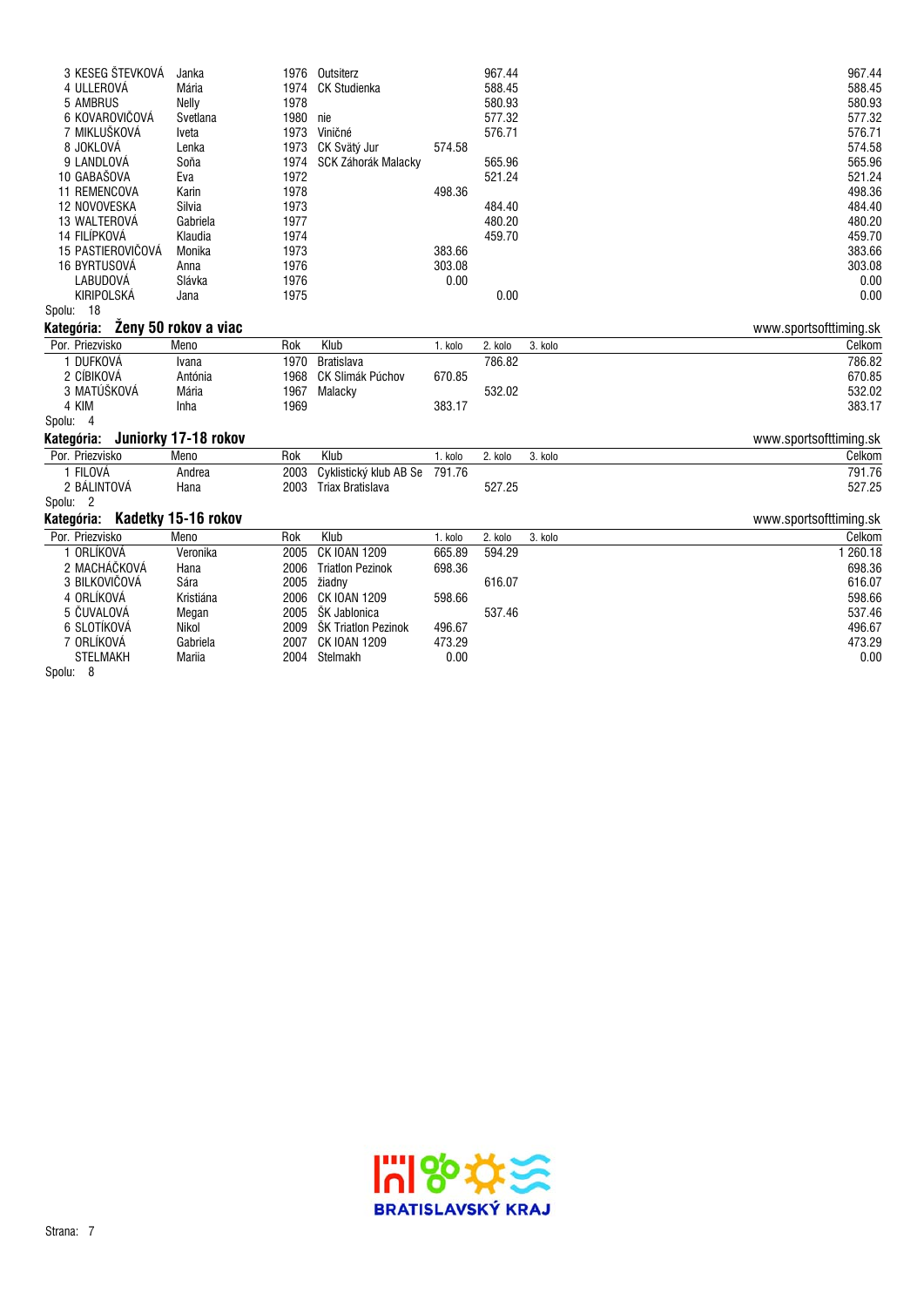| | | | | | | | | |
|---|---|---|---|---|---|---|---|---|
| 3 | KESEG ŠTEVKOVÁ | Janka | 1976 | Outsiterz | | 967.44 | | 967.44 |
| 4 | ULLEROVÁ | Mária | 1974 | CK Studienka | | 588.45 | | 588.45 |
| 5 | AMBRUS | Nelly | 1978 | | | 580.93 | | 580.93 |
| 6 | KOVAROVIČOVÁ | Svetlana | 1980 | nie | | 577.32 | | 577.32 |
| 7 | MIKLUŠKOVÁ | Iveta | 1973 | Viničné | | 576.71 | | 576.71 |
| 8 | JOKLOVÁ | Lenka | 1973 | CK Svätý Jur | 574.58 | | | 574.58 |
| 9 | LANDLOVÁ | Soňa | 1974 | SCK Záhorák Malacky | | 565.96 | | 565.96 |
| 10 | GABAŠOVA | Eva | 1972 | | | 521.24 | | 521.24 |
| 11 | REMENCOVA | Karin | 1978 | | 498.36 | | | 498.36 |
| 12 | NOVOVESKA | Silvia | 1973 | | | 484.40 | | 484.40 |
| 13 | WALTEROVÁ | Gabriela | 1977 | | | 480.20 | | 480.20 |
| 14 | FILÍPKOVÁ | Klaudia | 1974 | | | 459.70 | | 459.70 |
| 15 | PASTIEROVIČOVÁ | Monika | 1973 | | 383.66 | | | 383.66 |
| 16 | BYRTUSOVÁ | Anna | 1976 | | 303.08 | | | 303.08 |
| | LABUDOVÁ | Slávka | 1976 | | 0.00 | | | 0.00 |
| | KIRIPOLSKÁ | Jana | 1975 | | | 0.00 | | 0.00 |

Spolu: 18

## Kategória: Ženy 50 rokov a viac

www.sportsofttiming.sk

| Por. | Priezvisko | Meno | Rok | Klub | 1. kolo | 2. kolo | 3. kolo | Celkom |
|---|---|---|---|---|---|---|---|---|
| 1 | DUFKOVÁ | Ivana | 1970 | Bratislava | | 786.82 | | 786.82 |
| 2 | CÍBIKOVÁ | Antónia | 1968 | CK Slimák Púchov | 670.85 | | | 670.85 |
| 3 | MATÚŠKOVÁ | Mária | 1967 | Malacky | | 532.02 | | 532.02 |
| 4 | KIM | Inha | 1969 | | 383.17 | | | 383.17 |

Spolu: 4

## Kategória: Juniorky 17-18 rokov

www.sportsofttiming.sk

| Por. | Priezvisko | Meno | Rok | Klub | 1. kolo | 2. kolo | 3. kolo | Celkom |
|---|---|---|---|---|---|---|---|---|
| 1 | FILOVÁ | Andrea | 2003 | Cyklistický klub AB Se | 791.76 | | | 791.76 |
| 2 | BÁLINTOVÁ | Hana | 2003 | Triax Bratislava | | 527.25 | | 527.25 |

Spolu: 2

## Kategória: Kadetky 15-16 rokov

www.sportsofttiming.sk

| Por. | Priezvisko | Meno | Rok | Klub | 1. kolo | 2. kolo | 3. kolo | Celkom |
|---|---|---|---|---|---|---|---|---|
| 1 | ORLÍKOVÁ | Veronika | 2005 | CK IOAN 1209 | 665.89 | 594.29 | | 1 260.18 |
| 2 | MACHÁČKOVÁ | Hana | 2006 | Triatlon Pezinok | 698.36 | | | 698.36 |
| 3 | BILKOVIČOVÁ | Sára | 2005 | žiadny | | 616.07 | | 616.07 |
| 4 | ORLÍKOVÁ | Kristiána | 2006 | CK IOAN 1209 | 598.66 | | | 598.66 |
| 5 | ČUVALOVÁ | Megan | 2005 | ŠK Jablonica | | 537.46 | | 537.46 |
| 6 | SLOTÍKOVÁ | Nikol | 2009 | ŠK Triatlon Pezinok | 496.67 | | | 496.67 |
| 7 | ORLÍKOVÁ | Gabriela | 2007 | CK IOAN 1209 | 473.29 | | | 473.29 |
| | STELMAKH | Mariia | 2004 | Stelmakh | 0.00 | | | 0.00 |

Spolu: 8

BRATISLAVSKÝ KRAJ